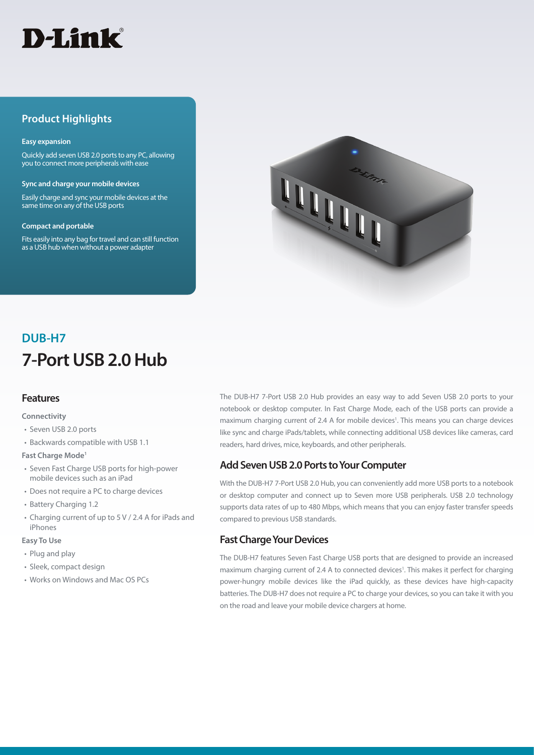D-Link

## Product Highlights

**Easy expansion**

Quickly add seven USB 2.0 ports to any PC, allowing you to connect more peripherals with ease

**Sync and charge your mobile devices**

Easily charge and sync your mobile devices at the same time on any of the USB ports

**Compact and portable**

Fits easily into any bag for travel and can still function as a USB hub when without a power adapter

# DUB-H7

# 7-Port USB 2.0 Hub

## Features

**Connectivity**

- Seven USB 2.0 ports
- Backwards compatible with USB 1.1

**Fast Charge Mode[1]**

- Seven Fast Charge USB ports for high-power mobile devices such as an iPad
- Does not require a PC to charge devices
- Battery Charging 1.2
- Charging current of up to 5 V / 2.4 A for iPads and iPhones

**Easy To Use**

- Plug and play
- Sleek, compact design
- Works on Windows and Mac OS PCs

The DUB-H7 7-Port USB 2.0 Hub provides an easy way to add Seven USB 2.0 ports to your notebook or desktop computer. In Fast Charge Mode, each of the USB ports can provide a maximum charging current of 2.4 A for mobile devices[1]. This means you can charge devices like sync and charge iPads/tablets, while connecting additional USB devices like cameras, card readers, hard drives, mice, keyboards, and other peripherals.

## Add Seven USB 2.0 Ports to Your Computer

With the DUB-H7 7-Port USB 2.0 Hub, you can conveniently add more USB ports to a notebook or desktop computer and connect up to Seven more USB peripherals. USB 2.0 technology supports data rates of up to 480 Mbps, which means that you can enjoy faster transfer speeds compared to previous USB standards.

## Fast Charge Your Devices

The DUB-H7 features Seven Fast Charge USB ports that are designed to provide an increased maximum charging current of 2.4 A to connected devices[1]. This makes it perfect for charging power-hungry mobile devices like the iPad quickly, as these devices have high-capacity batteries. The DUB-H7 does not require a PC to charge your devices, so you can take it with you on the road and leave your mobile device chargers at home.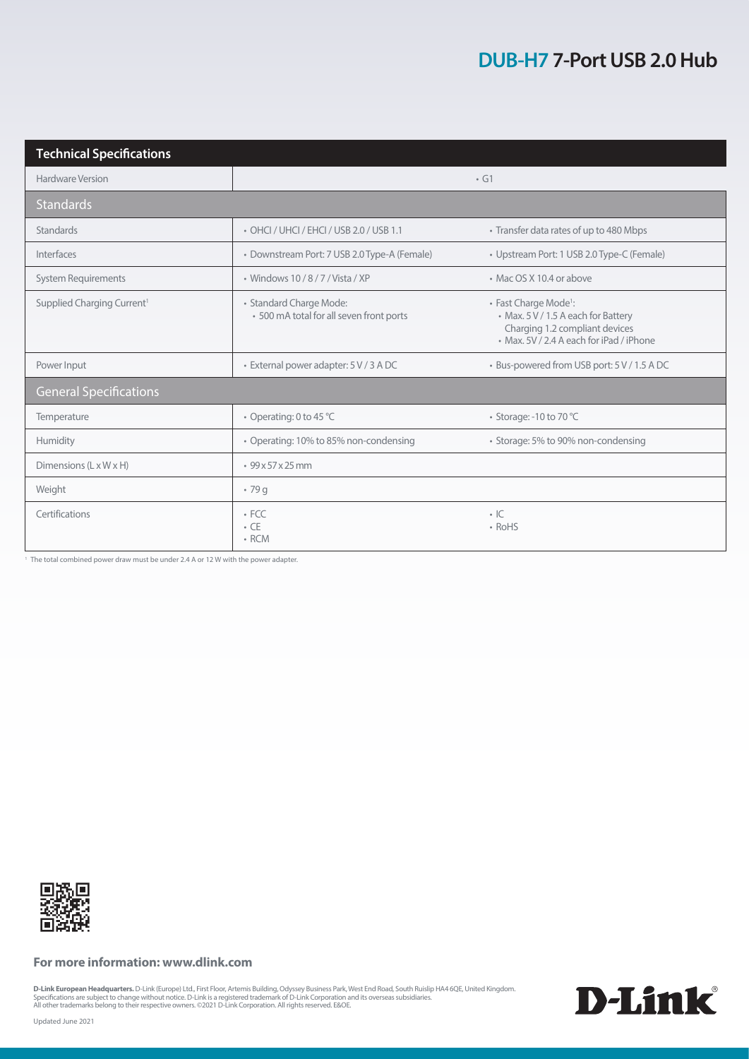# DUB-H7 7-Port USB 2.0 Hub

| Technical Specifications | | |
|---|---|---|
| Hardware Version | • G1 | |
| **Standards** | | |
| Standards | • OHCI / UHCI / EHCI / USB 2.0 / USB 1.1 | • Transfer data rates of up to 480 Mbps |
| Interfaces | • Downstream Port: 7 USB 2.0 Type-A (Female) | • Upstream Port: 1 USB 2.0 Type-C (Female) |
| System Requirements | • Windows 10 / 8 / 7 / Vista / XP | • Mac OS X 10.4 or above |
| Supplied Charging Current[1] | • Standard Charge Mode:<br>• 500 mA total for all seven front ports | • Fast Charge Mode[1]:<br>• Max. 5 V / 1.5 A each for Battery Charging 1.2 compliant devices<br>• Max. 5V / 2.4 A each for iPad / iPhone |
| Power Input | • External power adapter: 5 V / 3 A DC | • Bus-powered from USB port: 5 V / 1.5 A DC |
| **General Specifications** | | |
| Temperature | • Operating: 0 to 45 °C | • Storage: -10 to 70 °C |
| Humidity | • Operating: 10% to 85% non-condensing | • Storage: 5% to 90% non-condensing |
| Dimensions (L x W x H) | • 99 x 57 x 25 mm | |
| Weight | • 79 g | |
| Certifications | • FCC<br>• CE<br>• RCM | • IC<br>• RoHS |

[1] The total combined power draw must be under 2.4 A or 12 W with the power adapter.

**For more information: www.dlink.com**

**D-Link European Headquarters.** D-Link (Europe) Ltd., First Floor, Artemis Building, Odyssey Business Park, West End Road, South Ruislip HA4 6QE, United Kingdom. Specifications are subject to change without notice. D-Link is a registered trademark of D-Link Corporation and its overseas subsidiaries. All other trademarks belong to their respective owners. ©2021 D-Link Corporation. All rights reserved. E&OE.

Updated June 2021